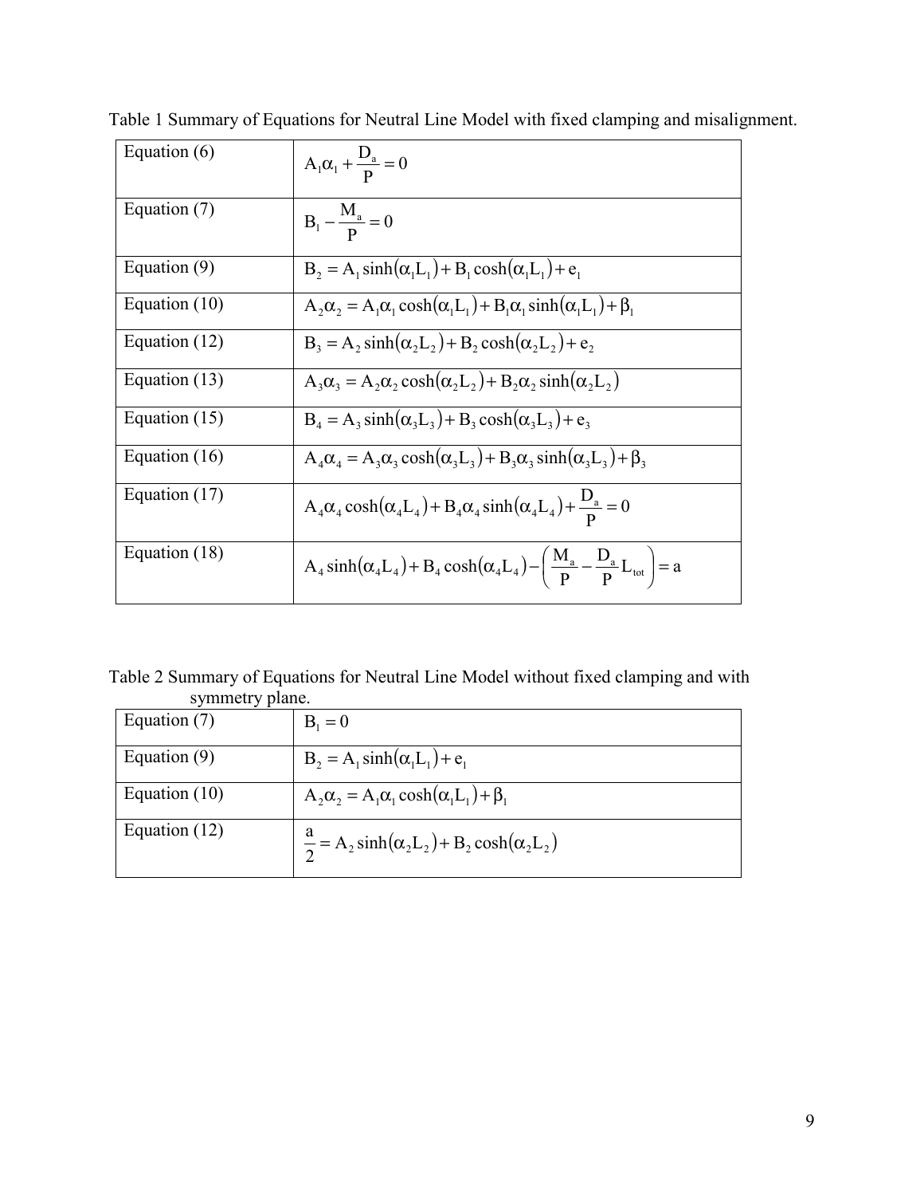Table 1 Summary of Equations for Neutral Line Model with fixed clamping and misalignment.

| | |
|---|---|
| Equation (6) | $A_1\alpha_1 + \frac{D_a}{P} = 0$ |
| Equation (7) | $B_1 - \frac{M_a}{P} = 0$ |
| Equation (9) | $B_2 = A_1 \sinh(\alpha_1 L_1) + B_1 \cosh(\alpha_1 L_1) + e_1$ |
| Equation (10) | $A_2\alpha_2 = A_1\alpha_1 \cosh(\alpha_1 L_1) + B_1\alpha_1 \sinh(\alpha_1 L_1) + \beta_1$ |
| Equation (12) | $B_3 = A_2 \sinh(\alpha_2 L_2) + B_2 \cosh(\alpha_2 L_2) + e_2$ |
| Equation (13) | $A_3\alpha_3 = A_2\alpha_2 \cosh(\alpha_2 L_2) + B_2\alpha_2 \sinh(\alpha_2 L_2)$ |
| Equation (15) | $B_4 = A_3 \sinh(\alpha_3 L_3) + B_3 \cosh(\alpha_3 L_3) + e_3$ |
| Equation (16) | $A_4\alpha_4 = A_3\alpha_3 \cosh(\alpha_3 L_3) + B_3\alpha_3 \sinh(\alpha_3 L_3) + \beta_3$ |
| Equation (17) | $A_4\alpha_4 \cosh(\alpha_4 L_4) + B_4\alpha_4 \sinh(\alpha_4 L_4) + \frac{D_a}{P} = 0$ |
| Equation (18) | $A_4 \sinh(\alpha_4 L_4) + B_4 \cosh(\alpha_4 L_4) - \left(\frac{M_a}{P} - \frac{D_a}{P} L_{tot}\right) = a$ |

Table 2 Summary of Equations for Neutral Line Model without fixed clamping and with symmetry plane.

| | |
|---|---|
| Equation (7) | $B_1 = 0$ |
| Equation (9) | $B_2 = A_1 \sinh(\alpha_1 L_1) + e_1$ |
| Equation (10) | $A_2\alpha_2 = A_1\alpha_1 \cosh(\alpha_1 L_1) + \beta_1$ |
| Equation (12) | $\frac{a}{2} = A_2 \sinh(\alpha_2 L_2) + B_2 \cosh(\alpha_2 L_2)$ |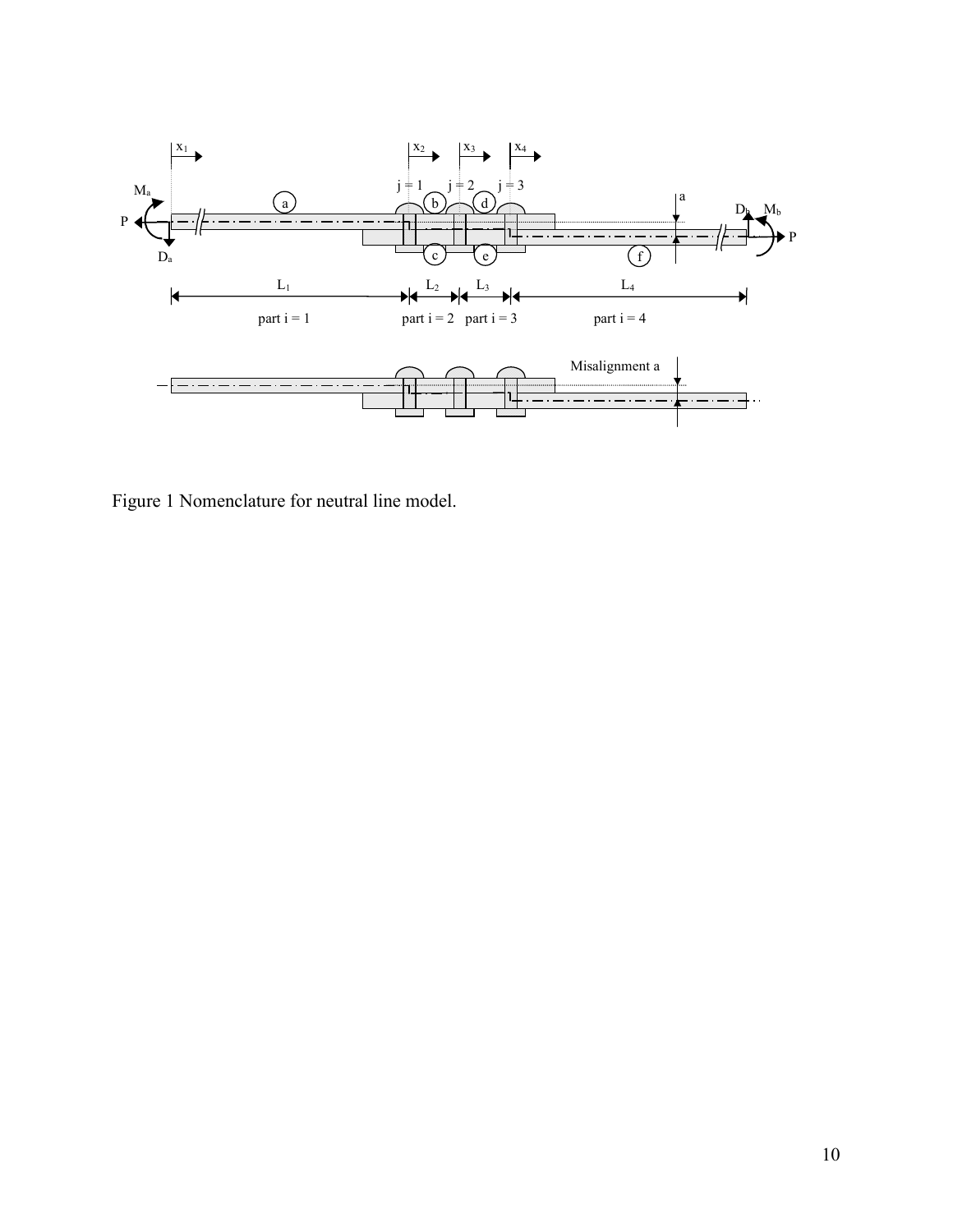Figure 1 Nomenclature for neutral line model.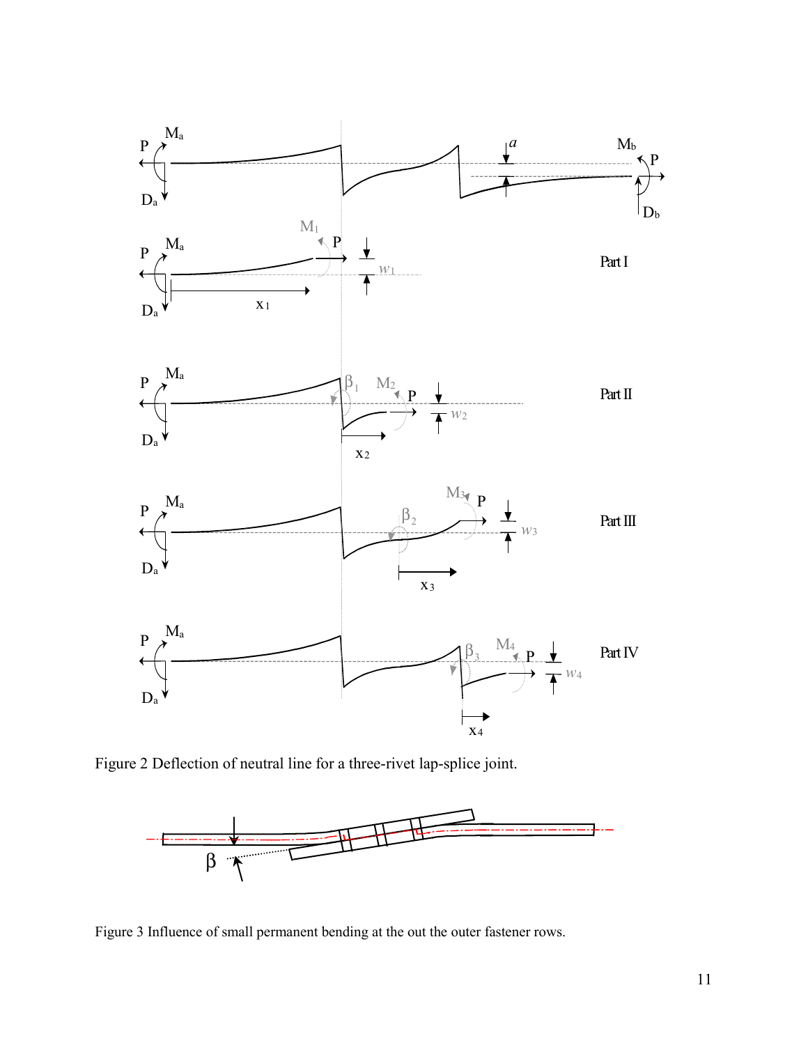Figure 2 Deflection of neutral line for a three-rivet lap-splice joint.

Figure 3 Influence of small permanent bending at the out the outer fastener rows.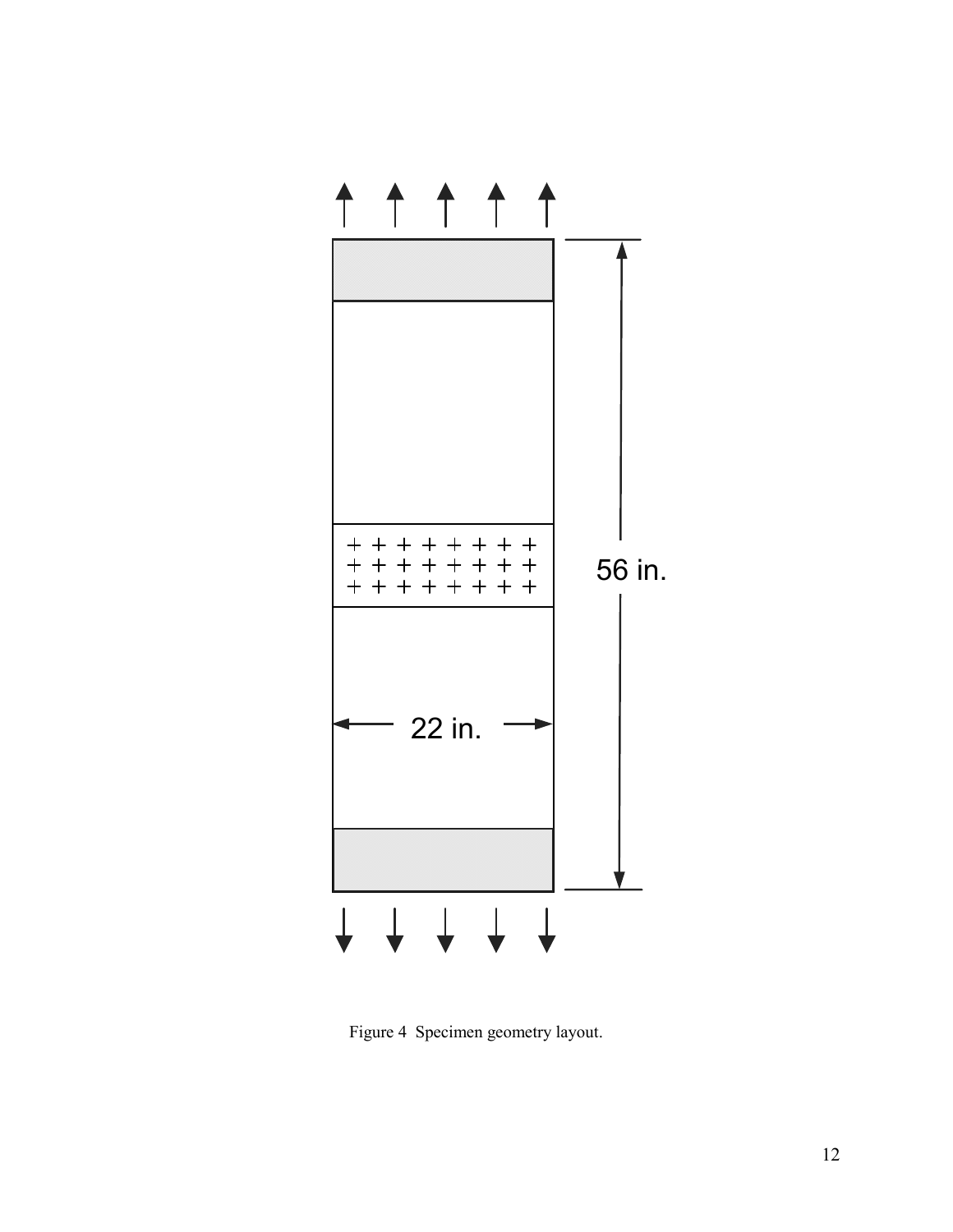22 in.

56 in.

Figure 4 Specimen geometry layout.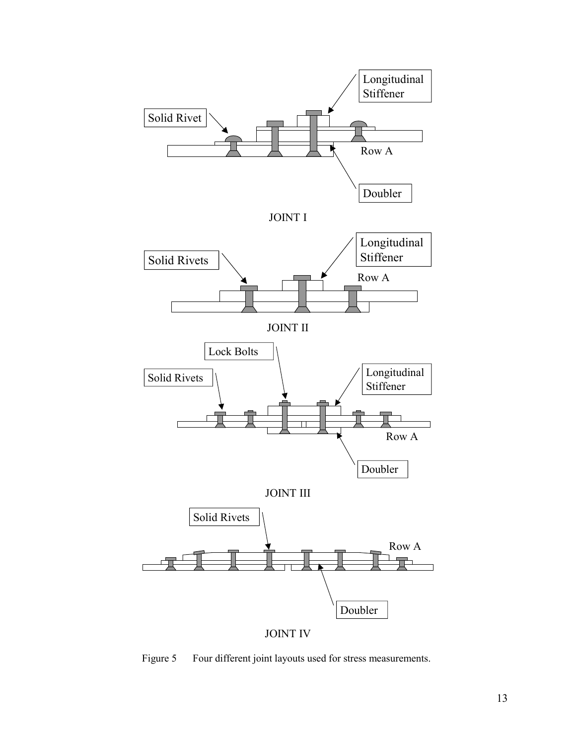Figure 5 Four different joint layouts used for stress measurements.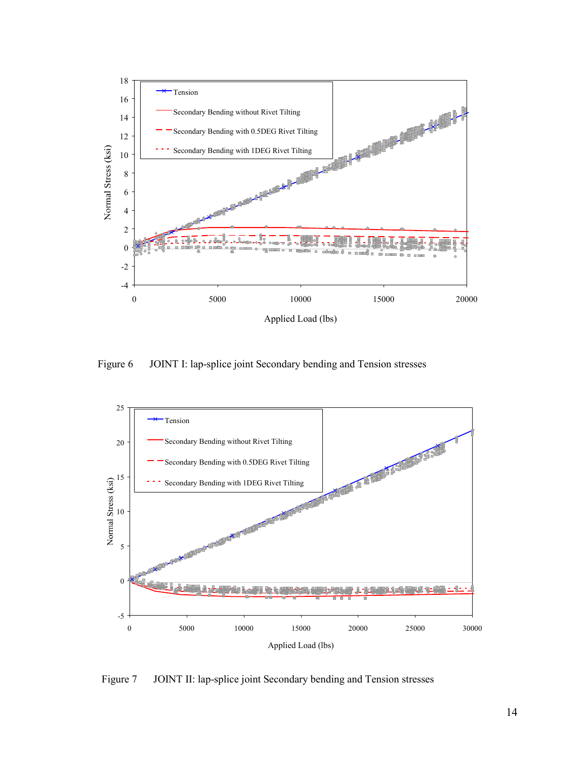Figure 6 JOINT I: lap-splice joint Secondary bending and Tension stresses

Figure 7 JOINT II: lap-splice joint Secondary bending and Tension stresses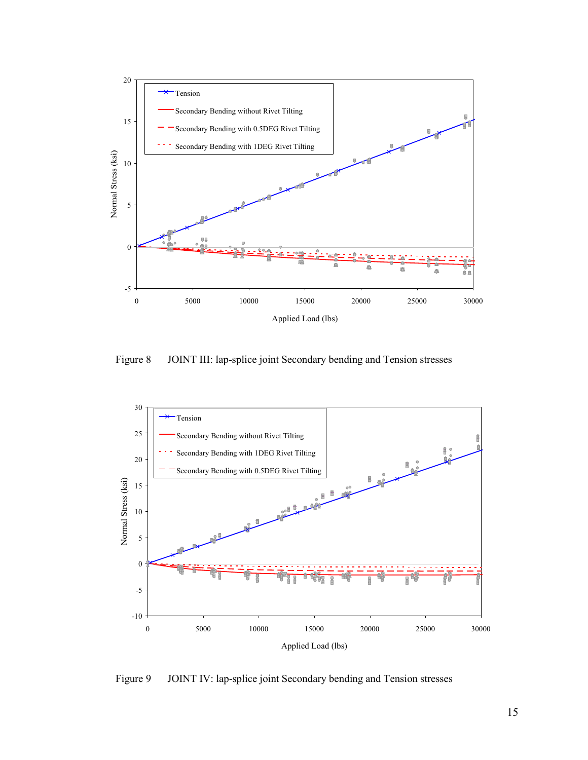Normal Stress (ksi)

20
15
10
5
0
-5

0 5000 10000 15000 20000 25000 30000

Applied Load (lbs)

Tension

Secondary Bending without Rivet Tilting

Secondary Bending with 0.5DEG Rivet Tilting

Secondary Bending with 1DEG Rivet Tilting

Figure 8 JOINT III: lap-splice joint Secondary bending and Tension stresses

Normal Stress (ksi)

30
25
20
15
10
5
0
-5
-10

0 5000 10000 15000 20000 25000 30000

Applied Load (lbs)

Tension

Secondary Bending without Rivet Tilting

Secondary Bending with 1DEG Rivet Tilting

Secondary Bending with 0.5DEG Rivet Tilting

Figure 9 JOINT IV: lap-splice joint Secondary bending and Tension stresses